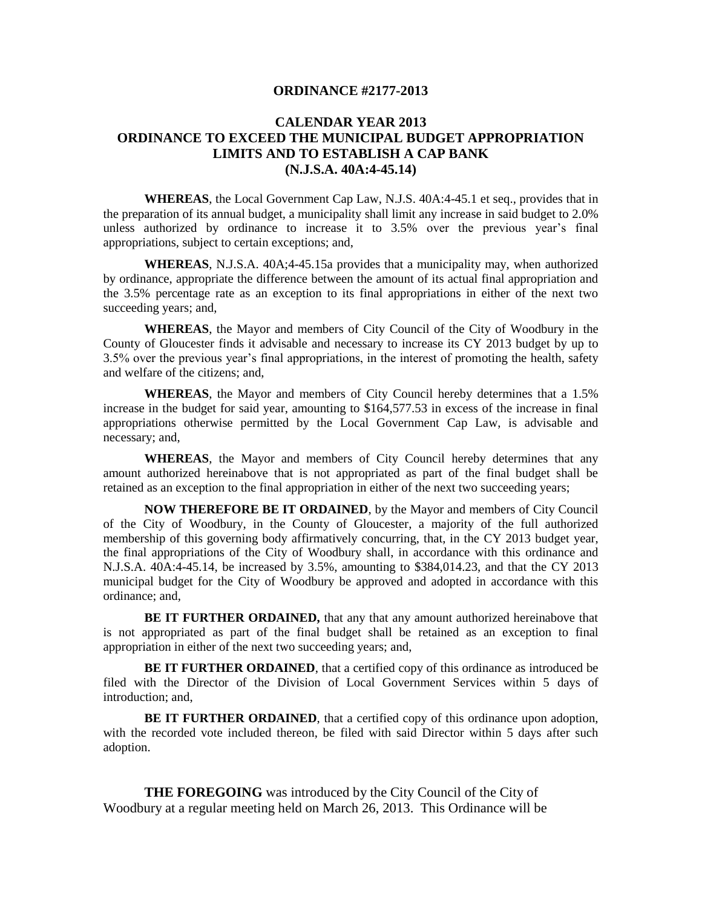# ORDINANCE #2177-2013

## CALENDAR YEAR 2013
## ORDINANCE TO EXCEED THE MUNICIPAL BUDGET APPROPRIATION LIMITS AND TO ESTABLISH A CAP BANK
## (N.J.S.A. 40A:4-45.14)

**WHEREAS**, the Local Government Cap Law, N.J.S. 40A:4-45.1 et seq., provides that in the preparation of its annual budget, a municipality shall limit any increase in said budget to 2.0% unless authorized by ordinance to increase it to 3.5% over the previous year's final appropriations, subject to certain exceptions; and,

**WHEREAS**, N.J.S.A. 40A;4-45.15a provides that a municipality may, when authorized by ordinance, appropriate the difference between the amount of its actual final appropriation and the 3.5% percentage rate as an exception to its final appropriations in either of the next two succeeding years; and,

**WHEREAS**, the Mayor and members of City Council of the City of Woodbury in the County of Gloucester finds it advisable and necessary to increase its CY 2013 budget by up to 3.5% over the previous year's final appropriations, in the interest of promoting the health, safety and welfare of the citizens; and,

**WHEREAS**, the Mayor and members of City Council hereby determines that a 1.5% increase in the budget for said year, amounting to $164,577.53 in excess of the increase in final appropriations otherwise permitted by the Local Government Cap Law, is advisable and necessary; and,

**WHEREAS**, the Mayor and members of City Council hereby determines that any amount authorized hereinabove that is not appropriated as part of the final budget shall be retained as an exception to the final appropriation in either of the next two succeeding years;

**NOW THEREFORE BE IT ORDAINED**, by the Mayor and members of City Council of the City of Woodbury, in the County of Gloucester, a majority of the full authorized membership of this governing body affirmatively concurring, that, in the CY 2013 budget year, the final appropriations of the City of Woodbury shall, in accordance with this ordinance and N.J.S.A. 40A:4-45.14, be increased by 3.5%, amounting to $384,014.23, and that the CY 2013 municipal budget for the City of Woodbury be approved and adopted in accordance with this ordinance; and,

**BE IT FURTHER ORDAINED,** that any that any amount authorized hereinabove that is not appropriated as part of the final budget shall be retained as an exception to final appropriation in either of the next two succeeding years; and,

**BE IT FURTHER ORDAINED**, that a certified copy of this ordinance as introduced be filed with the Director of the Division of Local Government Services within 5 days of introduction; and,

**BE IT FURTHER ORDAINED**, that a certified copy of this ordinance upon adoption, with the recorded vote included thereon, be filed with said Director within 5 days after such adoption.

**THE FOREGOING** was introduced by the City Council of the City of Woodbury at a regular meeting held on March 26, 2013. This Ordinance will be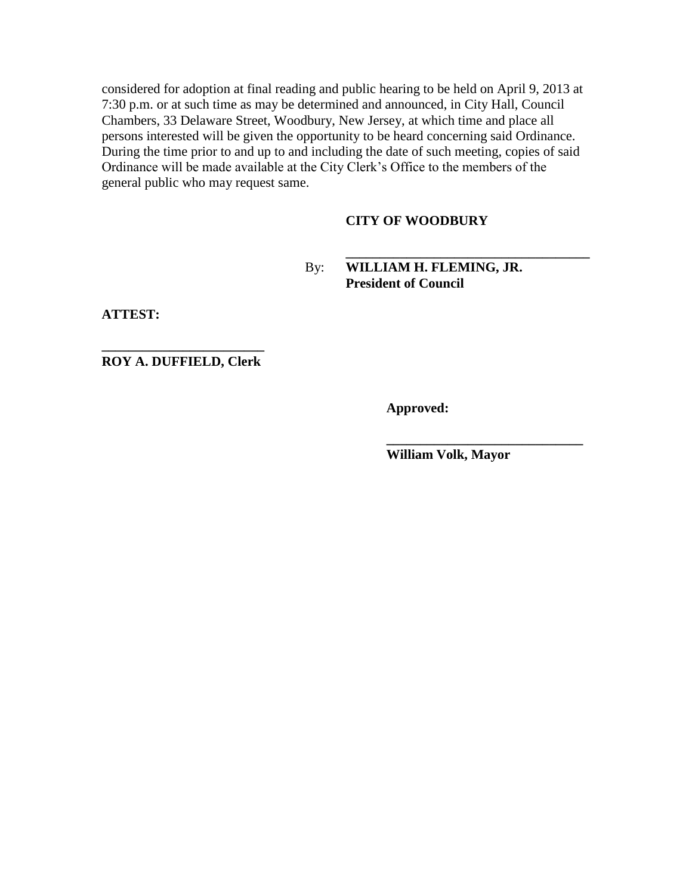considered for adoption at final reading and public hearing to be held on April 9, 2013 at 7:30 p.m. or at such time as may be determined and announced, in City Hall, Council Chambers, 33 Delaware Street, Woodbury, New Jersey, at which time and place all persons interested will be given the opportunity to be heard concerning said Ordinance. During the time prior to and up to and including the date of such meeting, copies of said Ordinance will be made available at the City Clerk's Office to the members of the general public who may request same.

**CITY OF WOODBURY**

By: ______________________________
**WILLIAM H. FLEMING, JR.**
**President of Council**

**ATTEST:**

______________________________
**ROY A. DUFFIELD, Clerk**

**Approved:**

______________________________
**William Volk, Mayor**